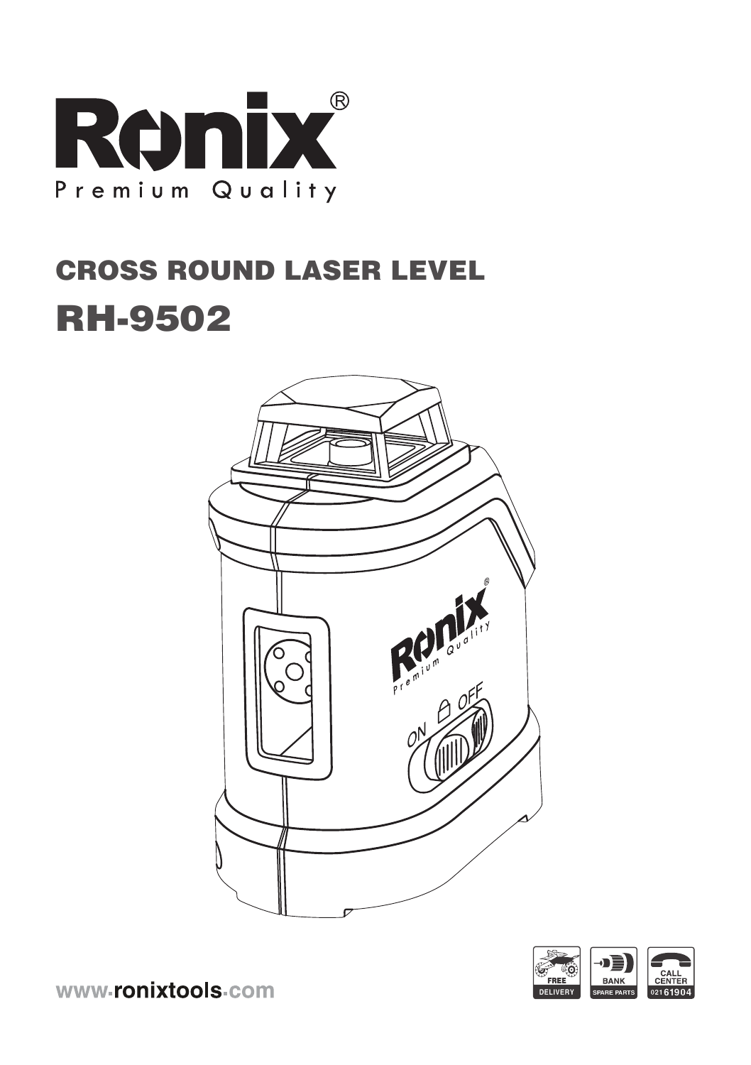# Ronix®

Premium Quality

## CROSS ROUND LASER LEVEL

# RH-9502

www.ronixtools.com

FREE DELIVERY | BANK SPARE PARTS | CALL CENTER 021 61904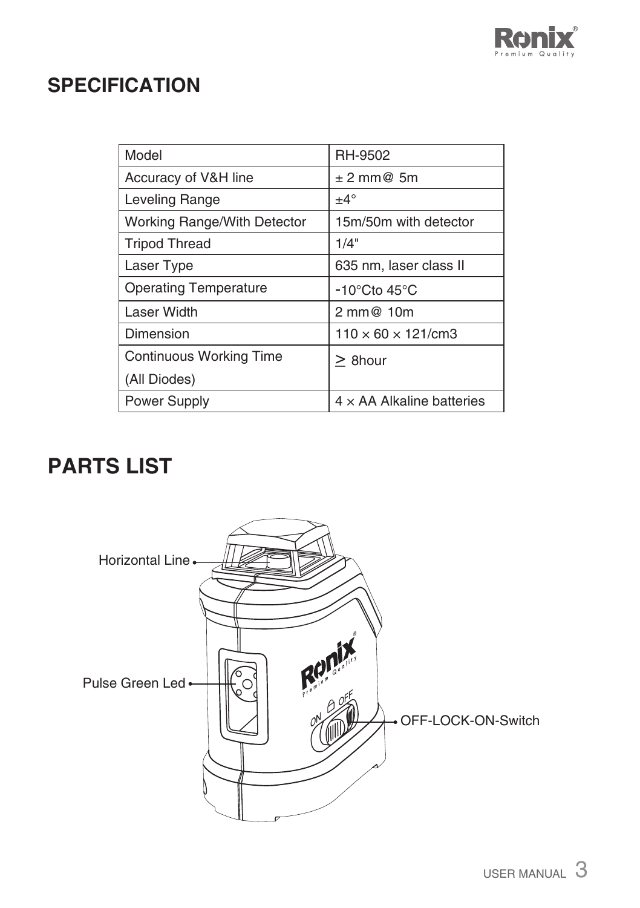## SPECIFICATION

| Model | RH-9502 |
|---|---|
| Accuracy of V&H line | ± 2 mm@ 5m |
| Leveling Range | ±4° |
| Working Range/With Detector | 15m/50m with detector |
| Tripod Thread | 1/4" |
| Laser Type | 635 nm, laser class II |
| Operating Temperature | -10°Cto 45°C |
| Laser Width | 2 mm@ 10m |
| Dimension | 110 × 60 × 121/cm3 |
| Continuous Working Time (All Diodes) | ≥ 8hour |
| Power Supply | 4 × AA Alkaline batteries |

## PARTS LIST

Horizontal Line

Pulse Green Led

OFF-LOCK-ON-Switch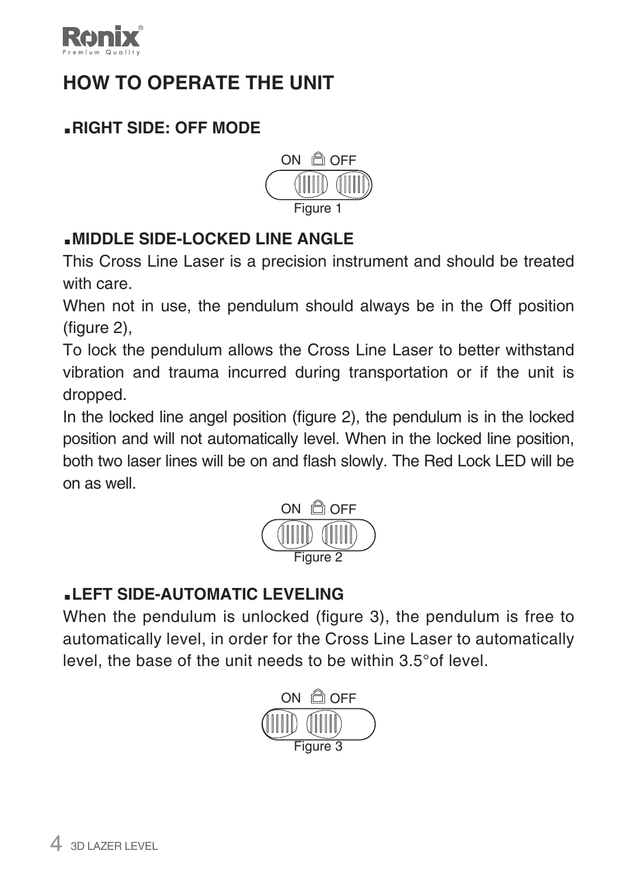# HOW TO OPERATE THE UNIT

## ▪RIGHT SIDE: OFF MODE

ON OFF

Figure 1

## ▪MIDDLE SIDE-LOCKED LINE ANGLE

This Cross Line Laser is a precision instrument and should be treated with care.

When not in use, the pendulum should always be in the Off position (figure 2),

To lock the pendulum allows the Cross Line Laser to better withstand vibration and trauma incurred during transportation or if the unit is dropped.

In the locked line angel position (figure 2), the pendulum is in the locked position and will not automatically level. When in the locked line position, both two laser lines will be on and flash slowly. The Red Lock LED will be on as well.

ON OFF

Figure 2

## ▪LEFT SIDE-AUTOMATIC LEVELING

When the pendulum is unlocked (figure 3), the pendulum is free to automatically level, in order for the Cross Line Laser to automatically level, the base of the unit needs to be within 3.5°of level.

ON OFF

Figure 3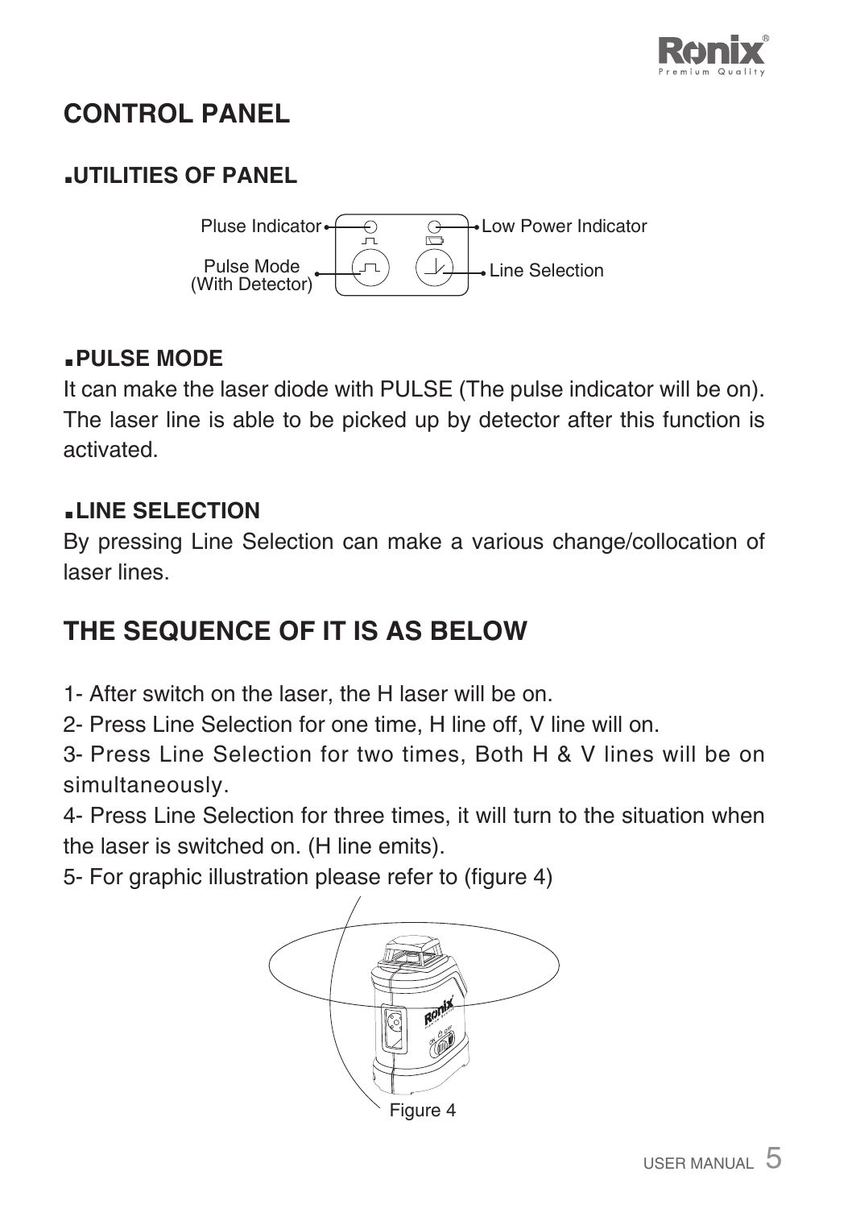# CONTROL PANEL

## ▪UTILITIES OF PANEL

Pluse Indicator

Low Power Indicator

Pulse Mode (With Detector)

Line Selection

## ▪PULSE MODE

It can make the laser diode with PULSE (The pulse indicator will be on). The laser line is able to be picked up by detector after this function is activated.

## ▪LINE SELECTION

By pressing Line Selection can make a various change/collocation of laser lines.

# THE SEQUENCE OF IT IS AS BELOW

1- After switch on the laser, the H laser will be on.

2- Press Line Selection for one time, H line off, V line will on.

3- Press Line Selection for two times, Both H & V lines will be on simultaneously.

4- Press Line Selection for three times, it will turn to the situation when the laser is switched on. (H line emits).

5- For graphic illustration please refer to (figure 4)

Figure 4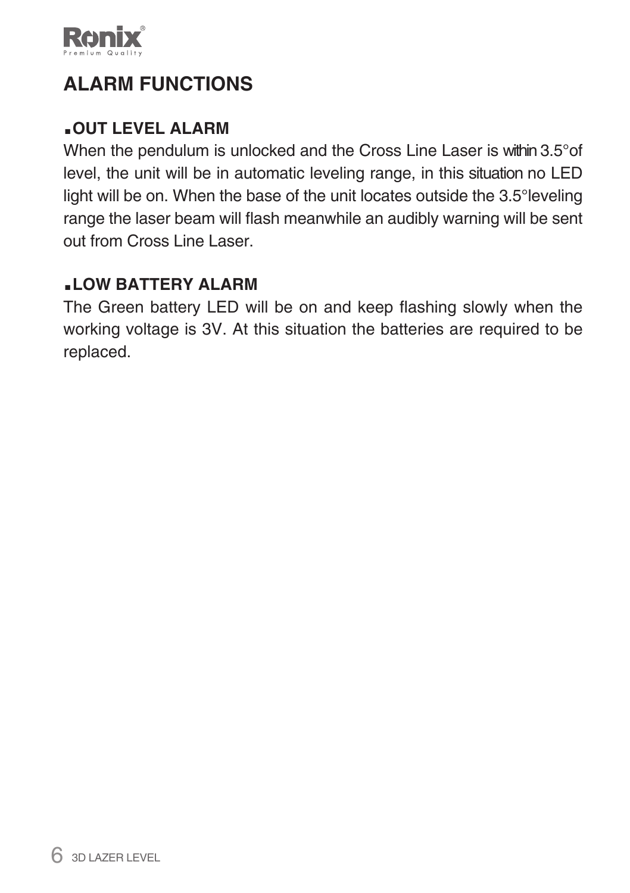## ALARM FUNCTIONS

### ▪OUT LEVEL ALARM

When the pendulum is unlocked and the Cross Line Laser is within 3.5°of level, the unit will be in automatic leveling range, in this situation no LED light will be on. When the base of the unit locates outside the 3.5°leveling range the laser beam will flash meanwhile an audibly warning will be sent out from Cross Line Laser.

### ▪LOW BATTERY ALARM

The Green battery LED will be on and keep flashing slowly when the working voltage is 3V. At this situation the batteries are required to be replaced.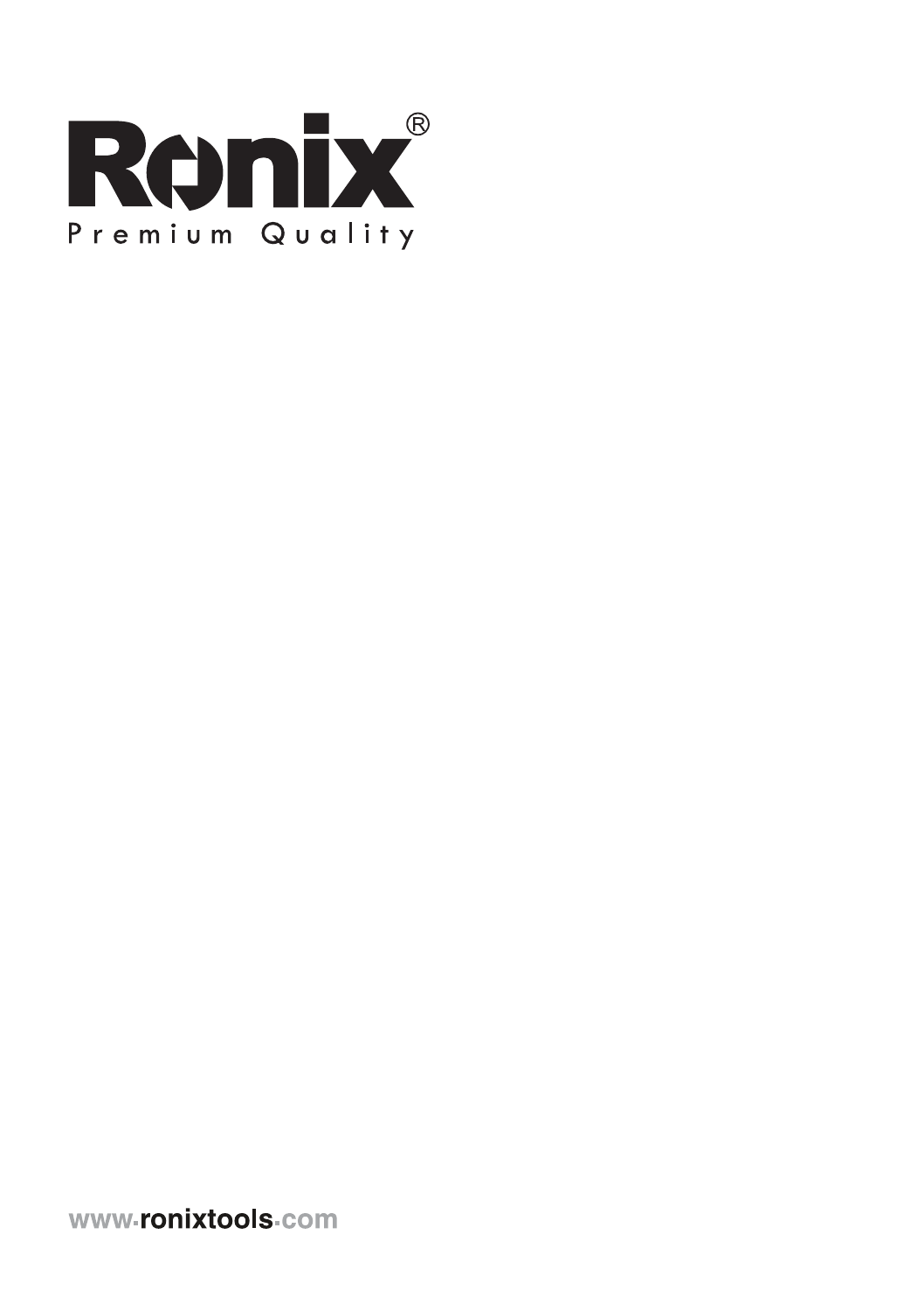Ronix®

Premium Quality

www.ronixtools.com